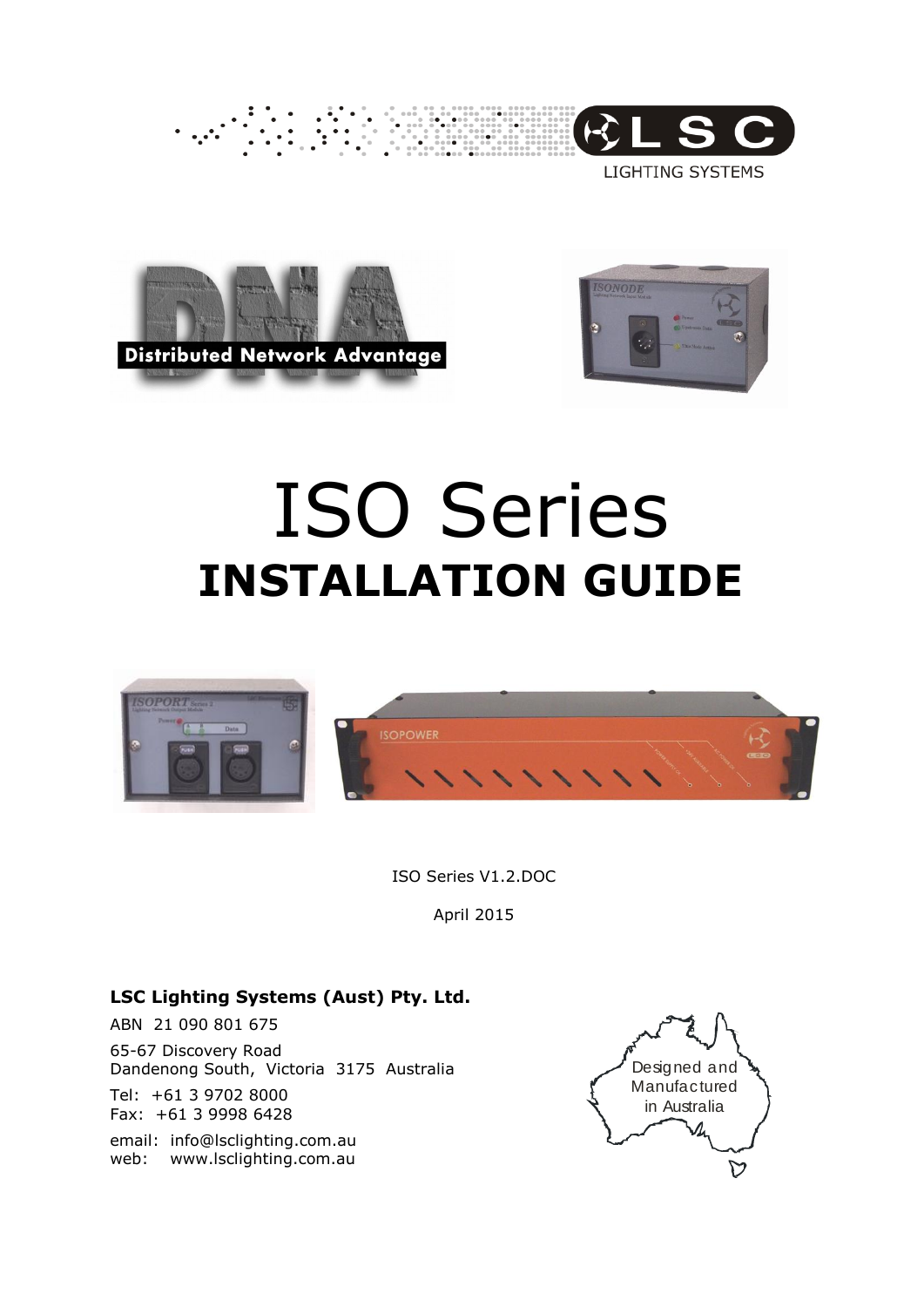# ISO Series
## INSTALLATION GUIDE

ISO Series V1.2.DOC

April 2015

**LSC Lighting Systems (Aust) Pty. Ltd.**

ABN 21 090 801 675

65-67 Discovery Road
Dandenong South, Victoria 3175 Australia

Tel: +61 3 9702 8000
Fax: +61 3 9998 6428

email: info@lsclighting.com.au
web: www.lsclighting.com.au

Designed and Manufactured in Australia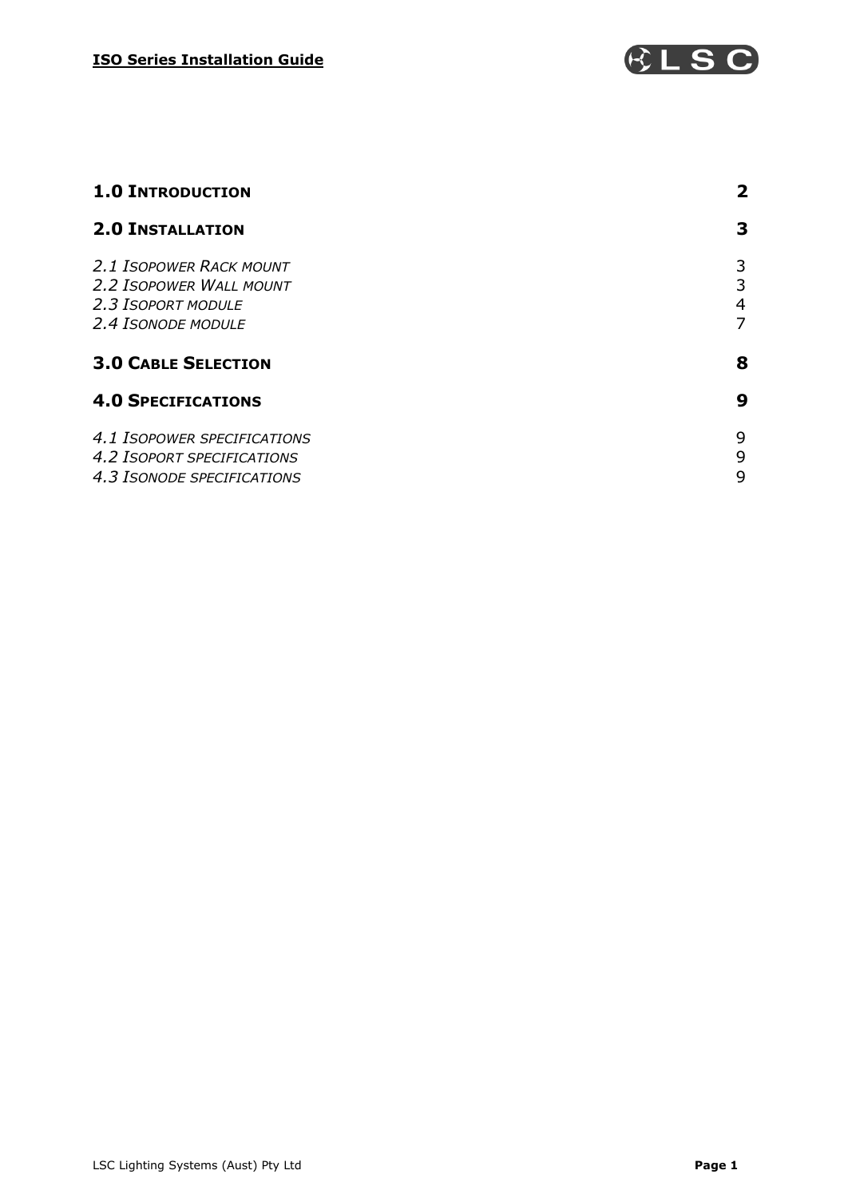| | |
|---|---|
| **1.0 INTRODUCTION** | **2** |
| **2.0 INSTALLATION** | **3** |
| *2.1 ISOPOWER RACK MOUNT* | 3 |
| *2.2 ISOPOWER WALL MOUNT* | 3 |
| *2.3 ISOPORT MODULE* | 4 |
| *2.4 ISONODE MODULE* | 7 |
| **3.0 CABLE SELECTION** | **8** |
| **4.0 SPECIFICATIONS** | **9** |
| *4.1 ISOPOWER SPECIFICATIONS* | 9 |
| *4.2 ISOPORT SPECIFICATIONS* | 9 |
| *4.3 ISONODE SPECIFICATIONS* | 9 |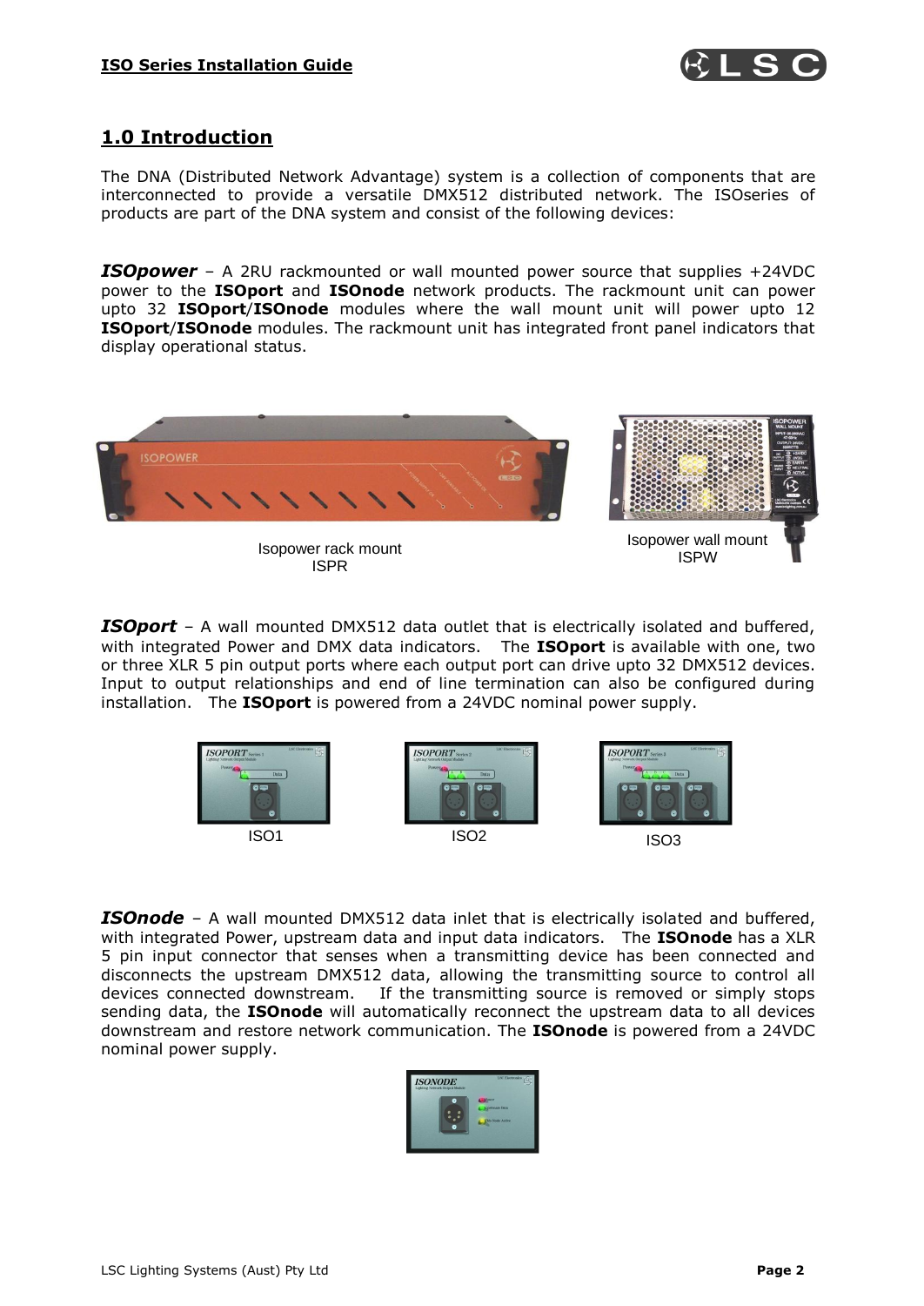## 1.0 Introduction

The DNA (Distributed Network Advantage) system is a collection of components that are interconnected to provide a versatile DMX512 distributed network. The ISOseries of products are part of the DNA system and consist of the following devices:

***ISOpower*** – A 2RU rackmounted or wall mounted power source that supplies +24VDC power to the **ISOport** and **ISOnode** network products. The rackmount unit can power upto 32 **ISOport**/**ISOnode** modules where the wall mount unit will power upto 12 **ISOport**/**ISOnode** modules. The rackmount unit has integrated front panel indicators that display operational status.

Isopower rack mount
ISPR

Isopower wall mount
ISPW

***ISOport*** – A wall mounted DMX512 data outlet that is electrically isolated and buffered, with integrated Power and DMX data indicators. The **ISOport** is available with one, two or three XLR 5 pin output ports where each output port can drive upto 32 DMX512 devices. Input to output relationships and end of line termination can also be configured during installation. The **ISOport** is powered from a 24VDC nominal power supply.

ISO1

ISO2

ISO3

***ISOnode*** – A wall mounted DMX512 data inlet that is electrically isolated and buffered, with integrated Power, upstream data and input data indicators. The **ISOnode** has a XLR 5 pin input connector that senses when a transmitting device has been connected and disconnects the upstream DMX512 data, allowing the transmitting source to control all devices connected downstream. If the transmitting source is removed or simply stops sending data, the **ISOnode** will automatically reconnect the upstream data to all devices downstream and restore network communication. The **ISOnode** is powered from a 24VDC nominal power supply.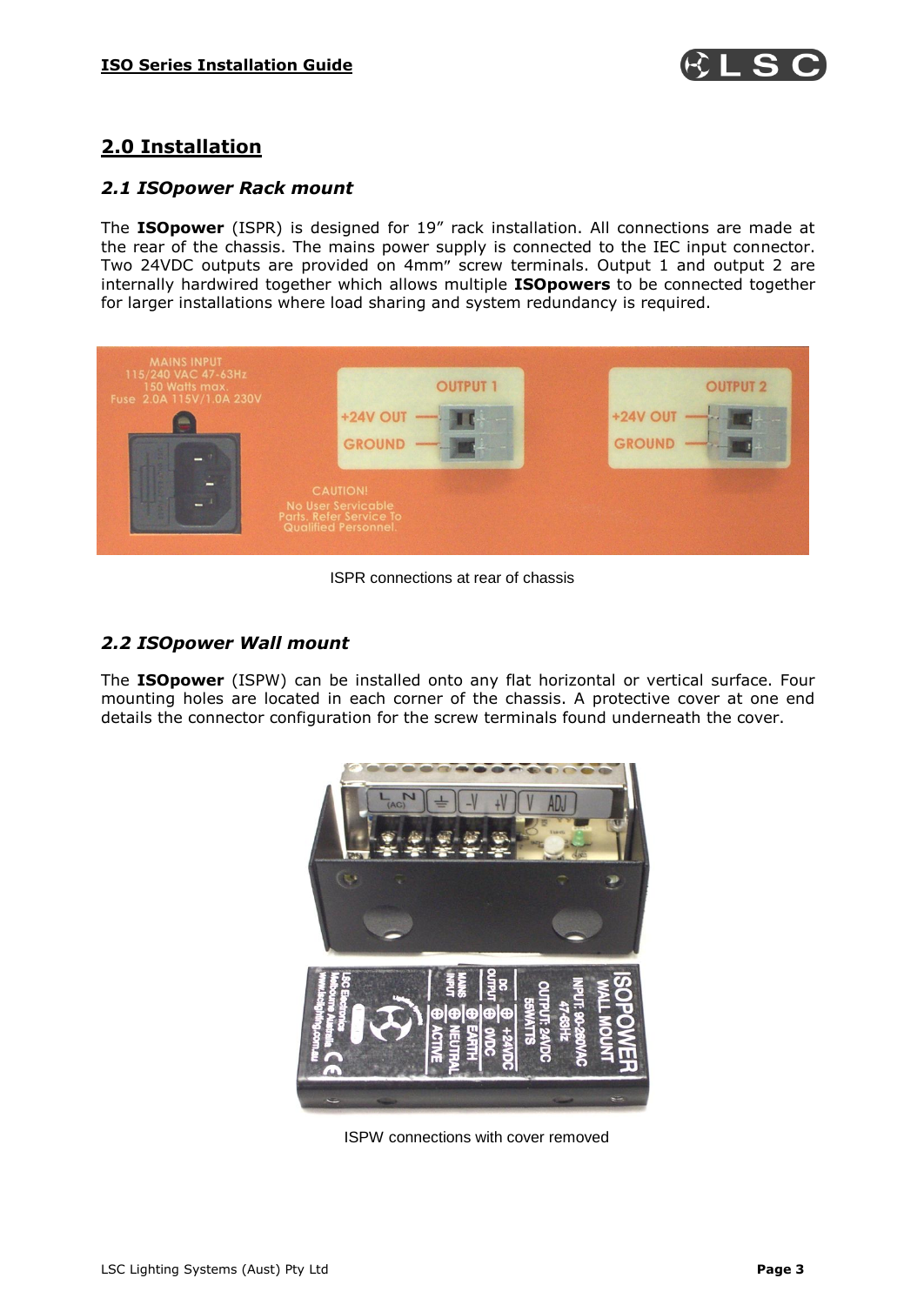## 2.0 Installation

### *2.1 ISOpower Rack mount*

The **ISOpower** (ISPR) is designed for 19" rack installation. All connections are made at the rear of the chassis. The mains power supply is connected to the IEC input connector. Two 24VDC outputs are provided on 4mm" screw terminals. Output 1 and output 2 are internally hardwired together which allows multiple **ISOpowers** to be connected together for larger installations where load sharing and system redundancy is required.

ISPR connections at rear of chassis

### *2.2 ISOpower Wall mount*

The **ISOpower** (ISPW) can be installed onto any flat horizontal or vertical surface. Four mounting holes are located in each corner of the chassis. A protective cover at one end details the connector configuration for the screw terminals found underneath the cover.

ISPW connections with cover removed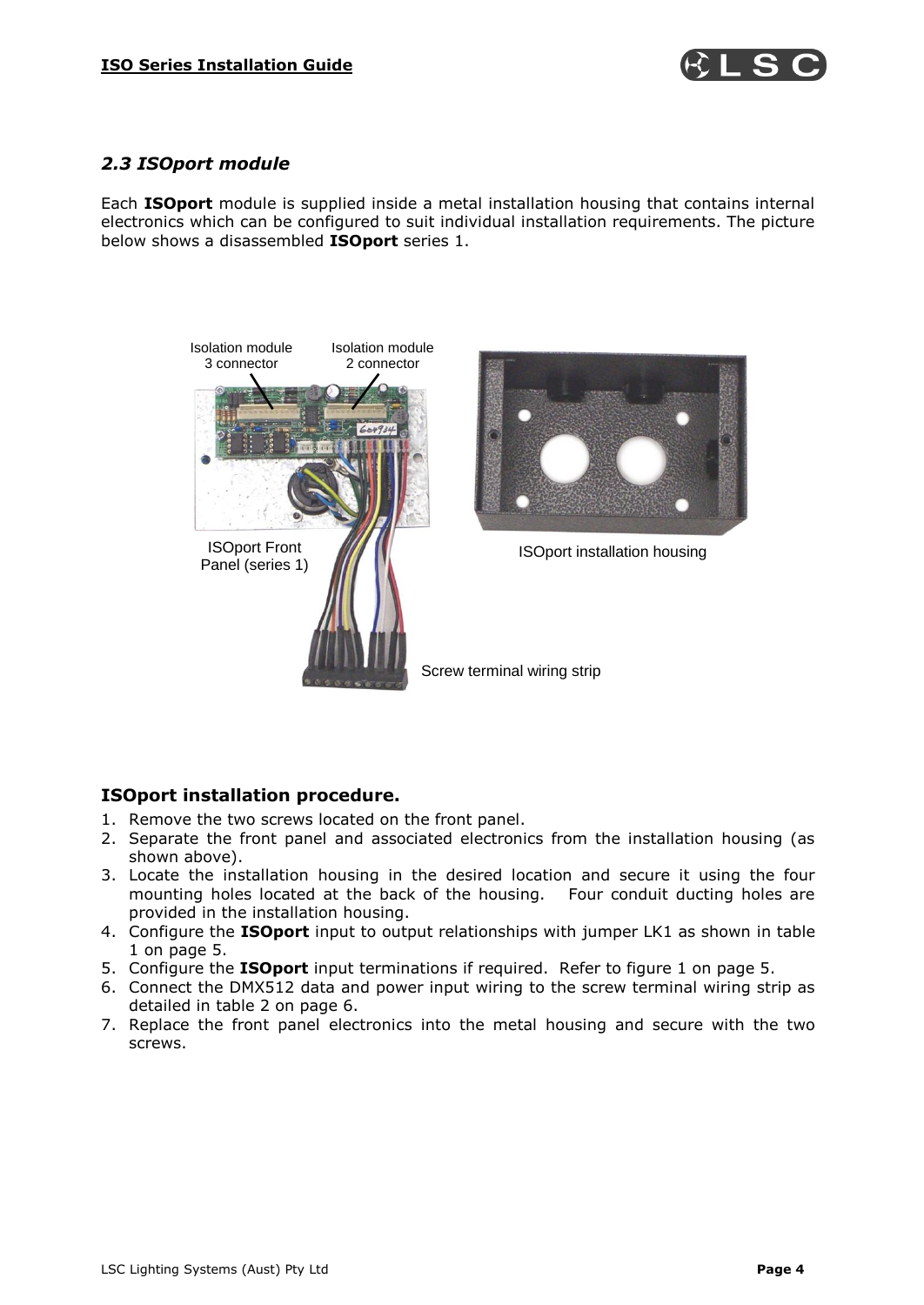## *2.3 ISOport module*

Each **ISOport** module is supplied inside a metal installation housing that contains internal electronics which can be configured to suit individual installation requirements. The picture below shows a disassembled **ISOport** series 1.

Isolation module 3 connector

Isolation module 2 connector

ISOport Front Panel (series 1)

ISOport installation housing

Screw terminal wiring strip

### ISOport installation procedure.

1. Remove the two screws located on the front panel.
2. Separate the front panel and associated electronics from the installation housing (as shown above).
3. Locate the installation housing in the desired location and secure it using the four mounting holes located at the back of the housing. Four conduit ducting holes are provided in the installation housing.
4. Configure the **ISOport** input to output relationships with jumper LK1 as shown in table 1 on page 5.
5. Configure the **ISOport** input terminations if required. Refer to figure 1 on page 5.
6. Connect the DMX512 data and power input wiring to the screw terminal wiring strip as detailed in table 2 on page 6.
7. Replace the front panel electronics into the metal housing and secure with the two screws.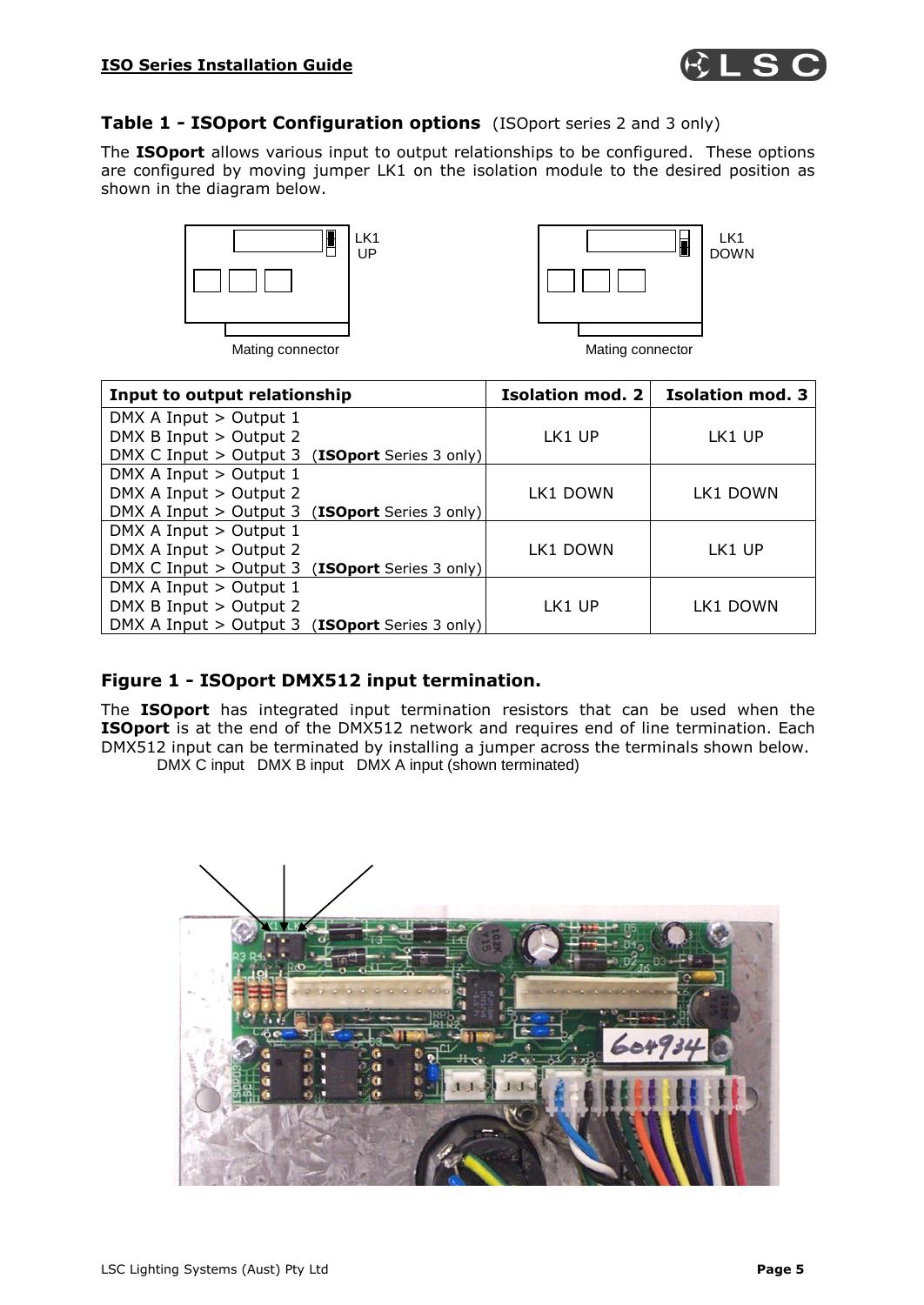## Table 1 - ISOport Configuration options (ISOport series 2 and 3 only)

The **ISOport** allows various input to output relationships to be configured. These options are configured by moving jumper LK1 on the isolation module to the desired position as shown in the diagram below.

LK1 UP

Mating connector

LK1 DOWN

Mating connector

| Input to output relationship | Isolation mod. 2 | Isolation mod. 3 |
|---|---|---|
| DMX A Input > Output 1<br>DMX B Input > Output 2<br>DMX C Input > Output 3 (**ISOport** Series 3 only) | LK1 UP | LK1 UP |
| DMX A Input > Output 1<br>DMX A Input > Output 2<br>DMX A Input > Output 3 (**ISOport** Series 3 only) | LK1 DOWN | LK1 DOWN |
| DMX A Input > Output 1<br>DMX A Input > Output 2<br>DMX C Input > Output 3 (**ISOport** Series 3 only) | LK1 DOWN | LK1 UP |
| DMX A Input > Output 1<br>DMX B Input > Output 2<br>DMX A Input > Output 3 (**ISOport** Series 3 only) | LK1 UP | LK1 DOWN |

## Figure 1 - ISOport DMX512 input termination.

The **ISOport** has integrated input termination resistors that can be used when the **ISOport** is at the end of the DMX512 network and requires end of line termination. Each DMX512 input can be terminated by installing a jumper across the terminals shown below.

DMX C input DMX B input DMX A input (shown terminated)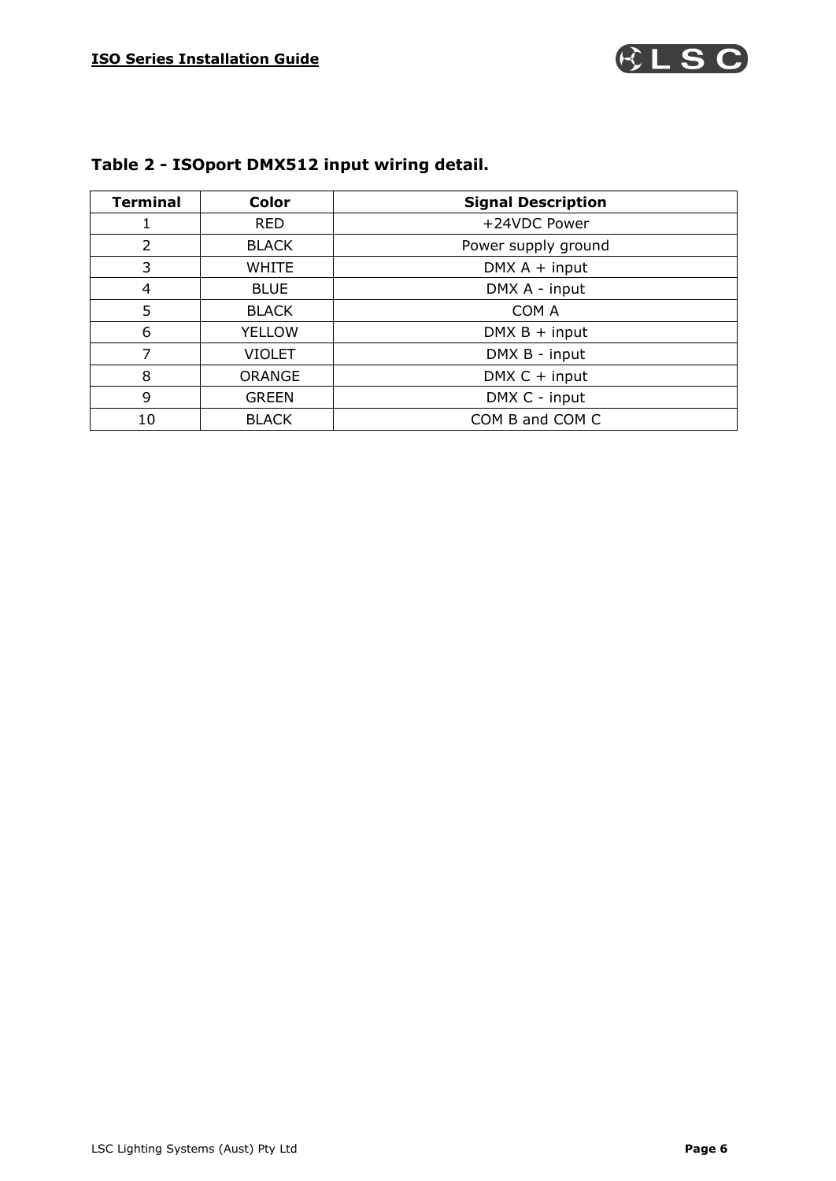**Table 2 - ISOport DMX512 input wiring detail.**

| Terminal | Color | Signal Description |
|---|---|---|
| 1 | RED | +24VDC Power |
| 2 | BLACK | Power supply ground |
| 3 | WHITE | DMX A + input |
| 4 | BLUE | DMX A - input |
| 5 | BLACK | COM A |
| 6 | YELLOW | DMX B + input |
| 7 | VIOLET | DMX B - input |
| 8 | ORANGE | DMX C + input |
| 9 | GREEN | DMX C - input |
| 10 | BLACK | COM B and COM C |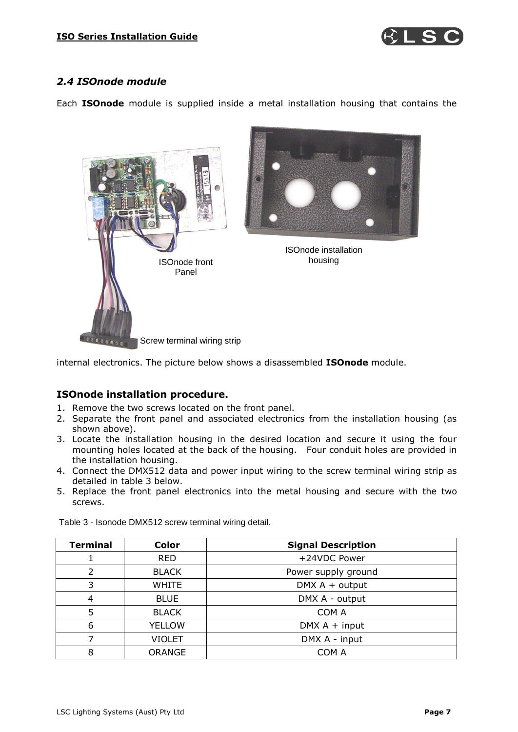## 2.4 ISOnode module

Each **ISOnode** module is supplied inside a metal installation housing that contains the

ISOnode front Panel

ISOnode installation housing

Screw terminal wiring strip

internal electronics. The picture below shows a disassembled **ISOnode** module.

### ISOnode installation procedure.

1. Remove the two screws located on the front panel.
2. Separate the front panel and associated electronics from the installation housing (as shown above).
3. Locate the installation housing in the desired location and secure it using the four mounting holes located at the back of the housing. Four conduit holes are provided in the installation housing.
4. Connect the DMX512 data and power input wiring to the screw terminal wiring strip as detailed in table 3 below.
5. Replace the front panel electronics into the metal housing and secure with the two screws.

Table 3 - Isonode DMX512 screw terminal wiring detail.

| Terminal | Color | Signal Description |
|---|---|---|
| 1 | RED | +24VDC Power |
| 2 | BLACK | Power supply ground |
| 3 | WHITE | DMX A + output |
| 4 | BLUE | DMX A - output |
| 5 | BLACK | COM A |
| 6 | YELLOW | DMX A + input |
| 7 | VIOLET | DMX A - input |
| 8 | ORANGE | COM A |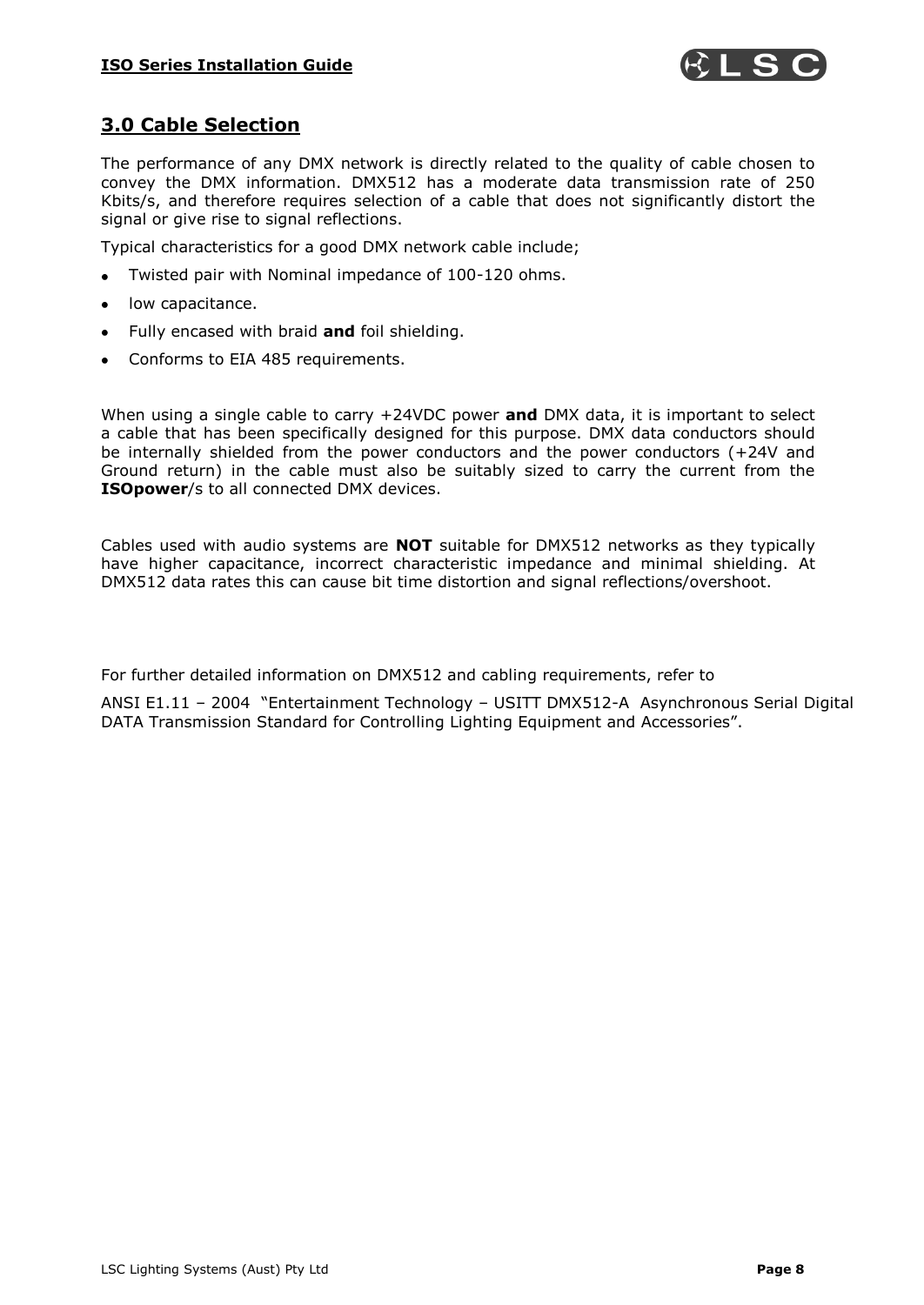## 3.0 Cable Selection

The performance of any DMX network is directly related to the quality of cable chosen to convey the DMX information. DMX512 has a moderate data transmission rate of 250 Kbits/s, and therefore requires selection of a cable that does not significantly distort the signal or give rise to signal reflections.

Typical characteristics for a good DMX network cable include;

- Twisted pair with Nominal impedance of 100-120 ohms.
- low capacitance.
- Fully encased with braid **and** foil shielding.
- Conforms to EIA 485 requirements.

When using a single cable to carry +24VDC power **and** DMX data, it is important to select a cable that has been specifically designed for this purpose. DMX data conductors should be internally shielded from the power conductors and the power conductors (+24V and Ground return) in the cable must also be suitably sized to carry the current from the **ISOpower**/s to all connected DMX devices.

Cables used with audio systems are **NOT** suitable for DMX512 networks as they typically have higher capacitance, incorrect characteristic impedance and minimal shielding. At DMX512 data rates this can cause bit time distortion and signal reflections/overshoot.

For further detailed information on DMX512 and cabling requirements, refer to

ANSI E1.11 – 2004 "Entertainment Technology – USITT DMX512-A Asynchronous Serial Digital DATA Transmission Standard for Controlling Lighting Equipment and Accessories".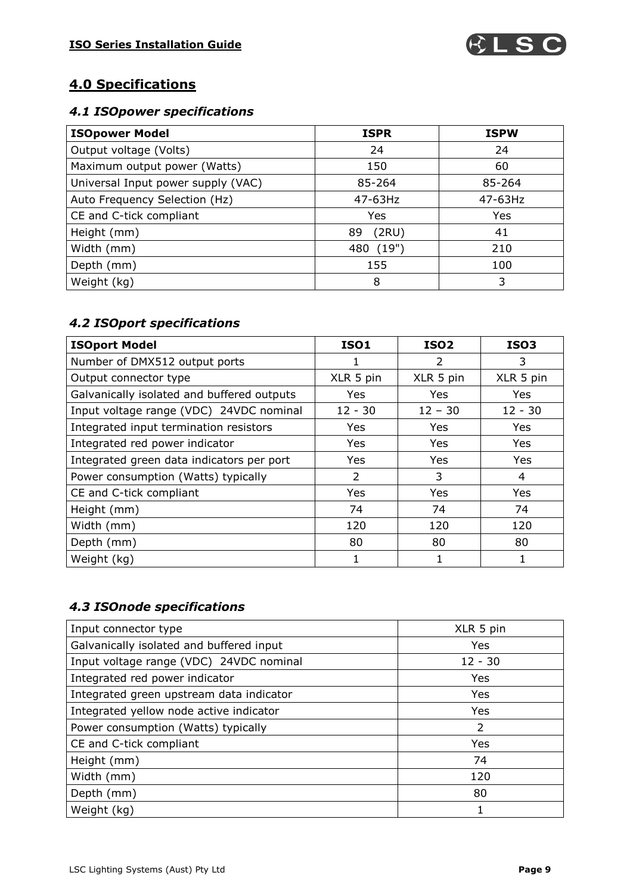## 4.0 Specifications

### *4.1 ISOpower specifications*

| ISOpower Model | ISPR | ISPW |
|---|---|---|
| Output voltage (Volts) | 24 | 24 |
| Maximum output power (Watts) | 150 | 60 |
| Universal Input power supply (VAC) | 85-264 | 85-264 |
| Auto Frequency Selection (Hz) | 47-63Hz | 47-63Hz |
| CE and C-tick compliant | Yes | Yes |
| Height (mm) | 89 (2RU) | 41 |
| Width (mm) | 480 (19") | 210 |
| Depth (mm) | 155 | 100 |
| Weight (kg) | 8 | 3 |

### *4.2 ISOport specifications*

| ISOport Model | ISO1 | ISO2 | ISO3 |
|---|---|---|---|
| Number of DMX512 output ports | 1 | 2 | 3 |
| Output connector type | XLR 5 pin | XLR 5 pin | XLR 5 pin |
| Galvanically isolated and buffered outputs | Yes | Yes | Yes |
| Input voltage range (VDC) 24VDC nominal | 12 - 30 | 12 – 30 | 12 - 30 |
| Integrated input termination resistors | Yes | Yes | Yes |
| Integrated red power indicator | Yes | Yes | Yes |
| Integrated green data indicators per port | Yes | Yes | Yes |
| Power consumption (Watts) typically | 2 | 3 | 4 |
| CE and C-tick compliant | Yes | Yes | Yes |
| Height (mm) | 74 | 74 | 74 |
| Width (mm) | 120 | 120 | 120 |
| Depth (mm) | 80 | 80 | 80 |
| Weight (kg) | 1 | 1 | 1 |

### *4.3 ISOnode specifications*

| | |
|---|---|
| Input connector type | XLR 5 pin |
| Galvanically isolated and buffered input | Yes |
| Input voltage range (VDC) 24VDC nominal | 12 - 30 |
| Integrated red power indicator | Yes |
| Integrated green upstream data indicator | Yes |
| Integrated yellow node active indicator | Yes |
| Power consumption (Watts) typically | 2 |
| CE and C-tick compliant | Yes |
| Height (mm) | 74 |
| Width (mm) | 120 |
| Depth (mm) | 80 |
| Weight (kg) | 1 |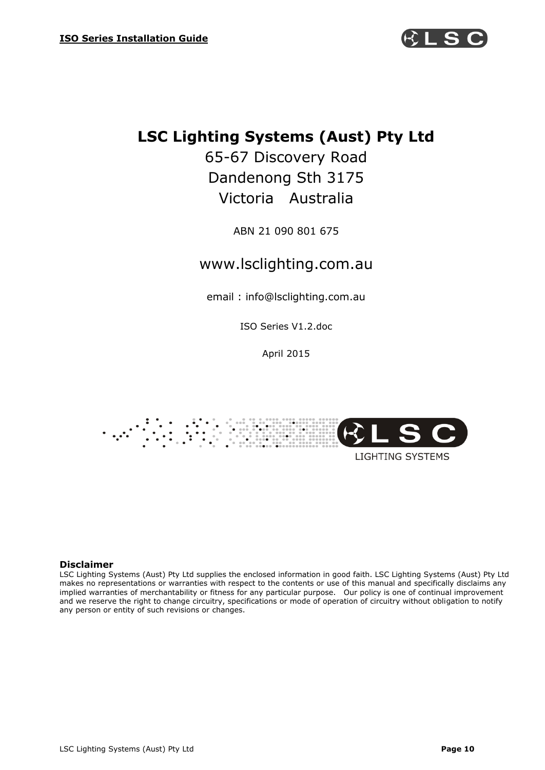**LSC Lighting Systems (Aust) Pty Ltd**

65-67 Discovery Road

Dandenong Sth 3175

Victoria Australia

ABN 21 090 801 675

www.lsclighting.com.au

email : info@lsclighting.com.au

ISO Series V1.2.doc

April 2015

LIGHTING SYSTEMS

**Disclaimer**

LSC Lighting Systems (Aust) Pty Ltd supplies the enclosed information in good faith. LSC Lighting Systems (Aust) Pty Ltd makes no representations or warranties with respect to the contents or use of this manual and specifically disclaims any implied warranties of merchantability or fitness for any particular purpose. Our policy is one of continual improvement and we reserve the right to change circuitry, specifications or mode of operation of circuitry without obligation to notify any person or entity of such revisions or changes.